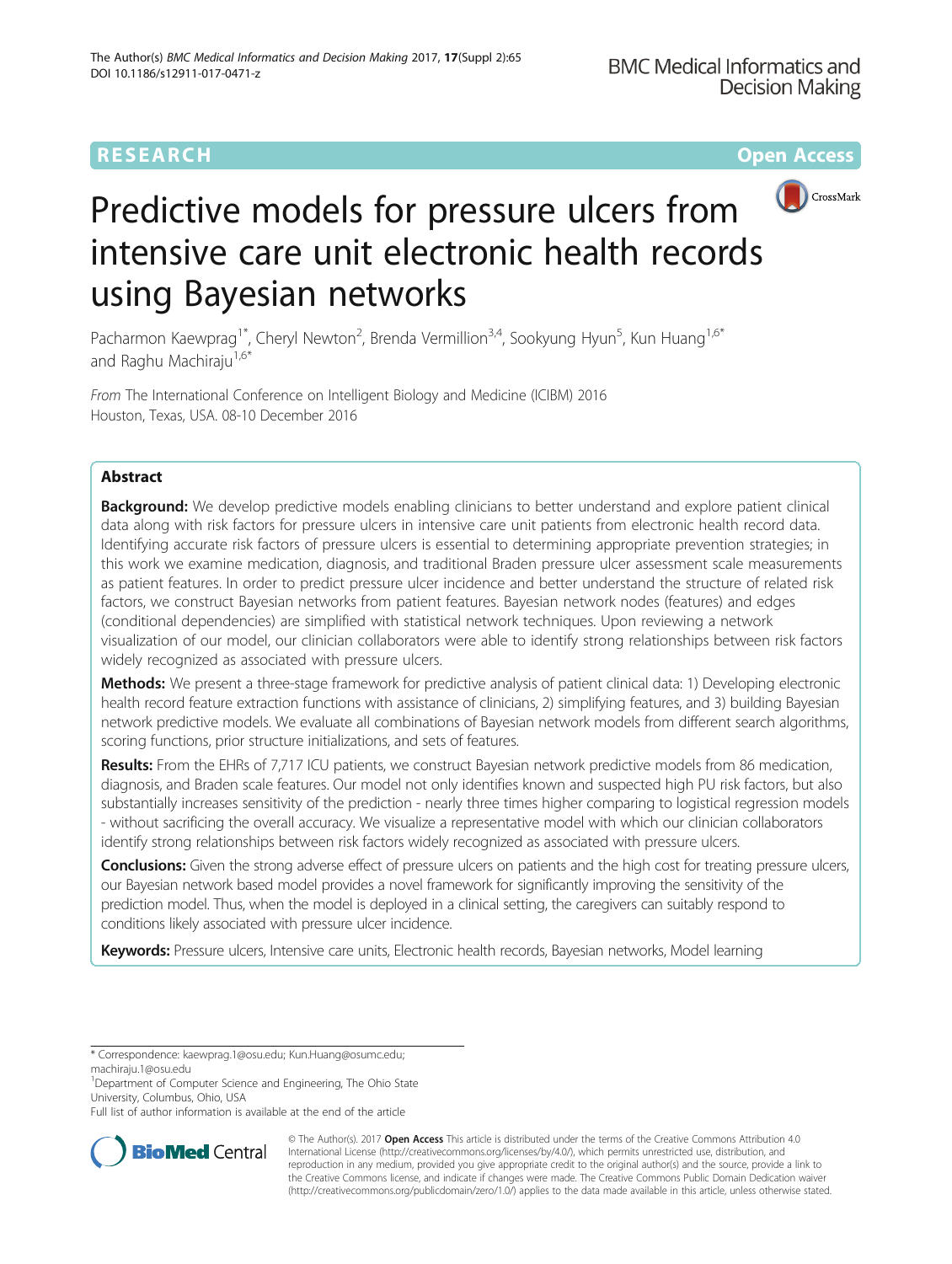RESEARCH Open Access

# Predictive models for pressure ulcers from intensive care unit electronic health records using Bayesian networks

Pacharmon Kaewprag[1*], Cheryl Newton[2], Brenda Vermillion[3,4], Sookyung Hyun[5], Kun Huang[1,6*] and Raghu Machiraju[1,6*]

*From* The International Conference on Intelligent Biology and Medicine (ICIBM) 2016
Houston, Texas, USA. 08-10 December 2016

## Abstract

**Background:** We develop predictive models enabling clinicians to better understand and explore patient clinical data along with risk factors for pressure ulcers in intensive care unit patients from electronic health record data. Identifying accurate risk factors of pressure ulcers is essential to determining appropriate prevention strategies; in this work we examine medication, diagnosis, and traditional Braden pressure ulcer assessment scale measurements as patient features. In order to predict pressure ulcer incidence and better understand the structure of related risk factors, we construct Bayesian networks from patient features. Bayesian network nodes (features) and edges (conditional dependencies) are simplified with statistical network techniques. Upon reviewing a network visualization of our model, our clinician collaborators were able to identify strong relationships between risk factors widely recognized as associated with pressure ulcers.

**Methods:** We present a three-stage framework for predictive analysis of patient clinical data: 1) Developing electronic health record feature extraction functions with assistance of clinicians, 2) simplifying features, and 3) building Bayesian network predictive models. We evaluate all combinations of Bayesian network models from different search algorithms, scoring functions, prior structure initializations, and sets of features.

**Results:** From the EHRs of 7,717 ICU patients, we construct Bayesian network predictive models from 86 medication, diagnosis, and Braden scale features. Our model not only identifies known and suspected high PU risk factors, but also substantially increases sensitivity of the prediction - nearly three times higher comparing to logistical regression models - without sacrificing the overall accuracy. We visualize a representative model with which our clinician collaborators identify strong relationships between risk factors widely recognized as associated with pressure ulcers.

**Conclusions:** Given the strong adverse effect of pressure ulcers on patients and the high cost for treating pressure ulcers, our Bayesian network based model provides a novel framework for significantly improving the sensitivity of the prediction model. Thus, when the model is deployed in a clinical setting, the caregivers can suitably respond to conditions likely associated with pressure ulcer incidence.

**Keywords:** Pressure ulcers, Intensive care units, Electronic health records, Bayesian networks, Model learning

---

\* Correspondence: kaewprag.1@osu.edu; Kun.Huang@osumc.edu; machiraju.1@osu.edu
[1]Department of Computer Science and Engineering, The Ohio State University, Columbus, Ohio, USA
Full list of author information is available at the end of the article

© The Author(s). 2017 **Open Access** This article is distributed under the terms of the Creative Commons Attribution 4.0 International License (http://creativecommons.org/licenses/by/4.0/), which permits unrestricted use, distribution, and reproduction in any medium, provided you give appropriate credit to the original author(s) and the source, provide a link to the Creative Commons license, and indicate if changes were made. The Creative Commons Public Domain Dedication waiver (http://creativecommons.org/publicdomain/zero/1.0/) applies to the data made available in this article, unless otherwise stated.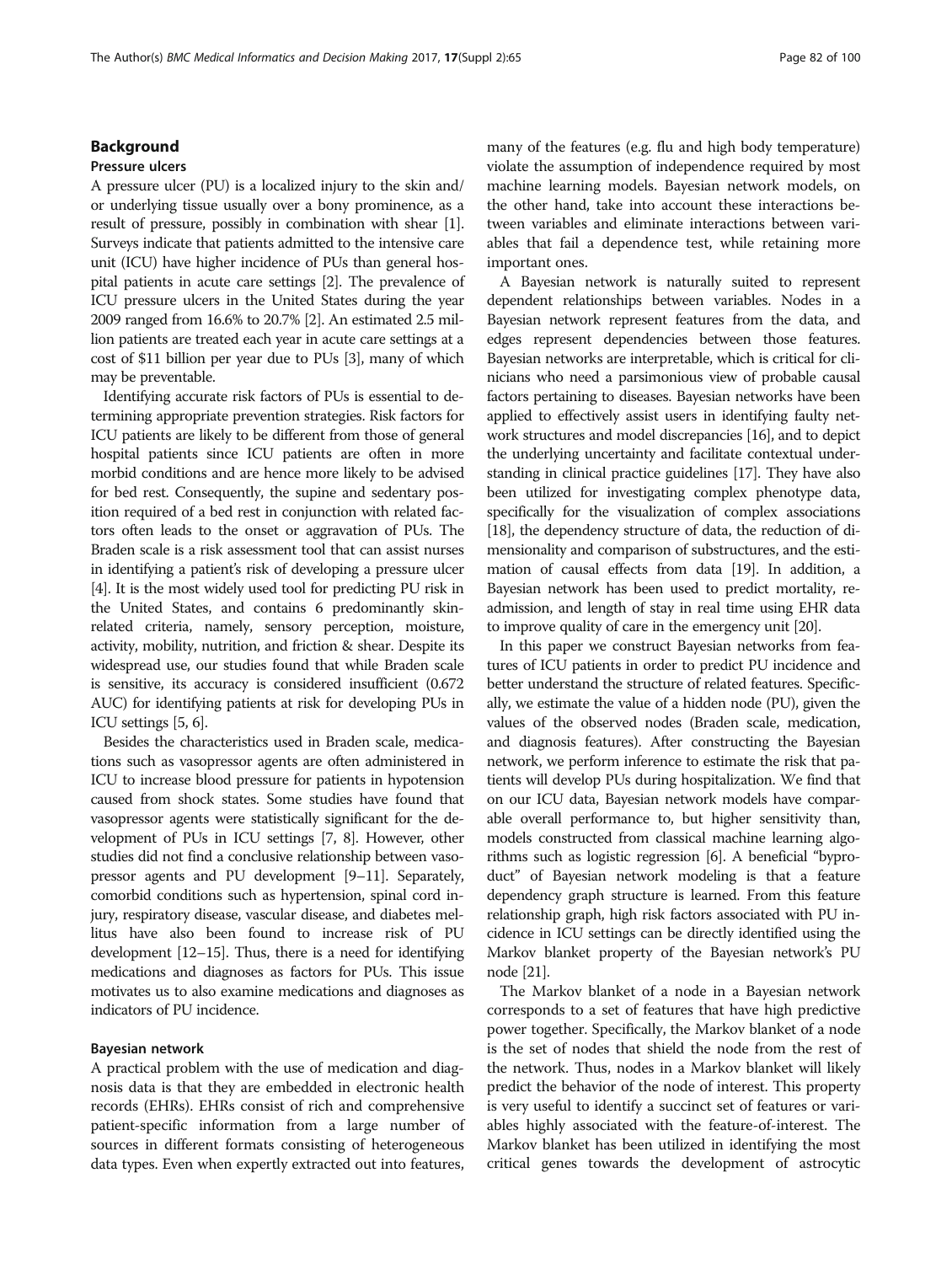## Background

### Pressure ulcers

A pressure ulcer (PU) is a localized injury to the skin and/or underlying tissue usually over a bony prominence, as a result of pressure, possibly in combination with shear [1]. Surveys indicate that patients admitted to the intensive care unit (ICU) have higher incidence of PUs than general hospital patients in acute care settings [2]. The prevalence of ICU pressure ulcers in the United States during the year 2009 ranged from 16.6% to 20.7% [2]. An estimated 2.5 million patients are treated each year in acute care settings at a cost of $11 billion per year due to PUs [3], many of which may be preventable.

Identifying accurate risk factors of PUs is essential to determining appropriate prevention strategies. Risk factors for ICU patients are likely to be different from those of general hospital patients since ICU patients are often in more morbid conditions and are hence more likely to be advised for bed rest. Consequently, the supine and sedentary position required of a bed rest in conjunction with related factors often leads to the onset or aggravation of PUs. The Braden scale is a risk assessment tool that can assist nurses in identifying a patient's risk of developing a pressure ulcer [4]. It is the most widely used tool for predicting PU risk in the United States, and contains 6 predominantly skin-related criteria, namely, sensory perception, moisture, activity, mobility, nutrition, and friction & shear. Despite its widespread use, our studies found that while Braden scale is sensitive, its accuracy is considered insufficient (0.672 AUC) for identifying patients at risk for developing PUs in ICU settings [5, 6].

Besides the characteristics used in Braden scale, medications such as vasopressor agents are often administered in ICU to increase blood pressure for patients in hypotension caused from shock states. Some studies have found that vasopressor agents were statistically significant for the development of PUs in ICU settings [7, 8]. However, other studies did not find a conclusive relationship between vasopressor agents and PU development [9–11]. Separately, comorbid conditions such as hypertension, spinal cord injury, respiratory disease, vascular disease, and diabetes mellitus have also been found to increase risk of PU development [12–15]. Thus, there is a need for identifying medications and diagnoses as factors for PUs. This issue motivates us to also examine medications and diagnoses as indicators of PU incidence.

### Bayesian network

A practical problem with the use of medication and diagnosis data is that they are embedded in electronic health records (EHRs). EHRs consist of rich and comprehensive patient-specific information from a large number of sources in different formats consisting of heterogeneous data types. Even when expertly extracted out into features, many of the features (e.g. flu and high body temperature) violate the assumption of independence required by most machine learning models. Bayesian network models, on the other hand, take into account these interactions between variables and eliminate interactions between variables that fail a dependence test, while retaining more important ones.

A Bayesian network is naturally suited to represent dependent relationships between variables. Nodes in a Bayesian network represent features from the data, and edges represent dependencies between those features. Bayesian networks are interpretable, which is critical for clinicians who need a parsimonious view of probable causal factors pertaining to diseases. Bayesian networks have been applied to effectively assist users in identifying faulty network structures and model discrepancies [16], and to depict the underlying uncertainty and facilitate contextual understanding in clinical practice guidelines [17]. They have also been utilized for investigating complex phenotype data, specifically for the visualization of complex associations [18], the dependency structure of data, the reduction of dimensionality and comparison of substructures, and the estimation of causal effects from data [19]. In addition, a Bayesian network has been used to predict mortality, readmission, and length of stay in real time using EHR data to improve quality of care in the emergency unit [20].

In this paper we construct Bayesian networks from features of ICU patients in order to predict PU incidence and better understand the structure of related features. Specifically, we estimate the value of a hidden node (PU), given the values of the observed nodes (Braden scale, medication, and diagnosis features). After constructing the Bayesian network, we perform inference to estimate the risk that patients will develop PUs during hospitalization. We find that on our ICU data, Bayesian network models have comparable overall performance to, but higher sensitivity than, models constructed from classical machine learning algorithms such as logistic regression [6]. A beneficial "byproduct" of Bayesian network modeling is that a feature dependency graph structure is learned. From this feature relationship graph, high risk factors associated with PU incidence in ICU settings can be directly identified using the Markov blanket property of the Bayesian network's PU node [21].

The Markov blanket of a node in a Bayesian network corresponds to a set of features that have high predictive power together. Specifically, the Markov blanket of a node is the set of nodes that shield the node from the rest of the network. Thus, nodes in a Markov blanket will likely predict the behavior of the node of interest. This property is very useful to identify a succinct set of features or variables highly associated with the feature-of-interest. The Markov blanket has been utilized in identifying the most critical genes towards the development of astrocytic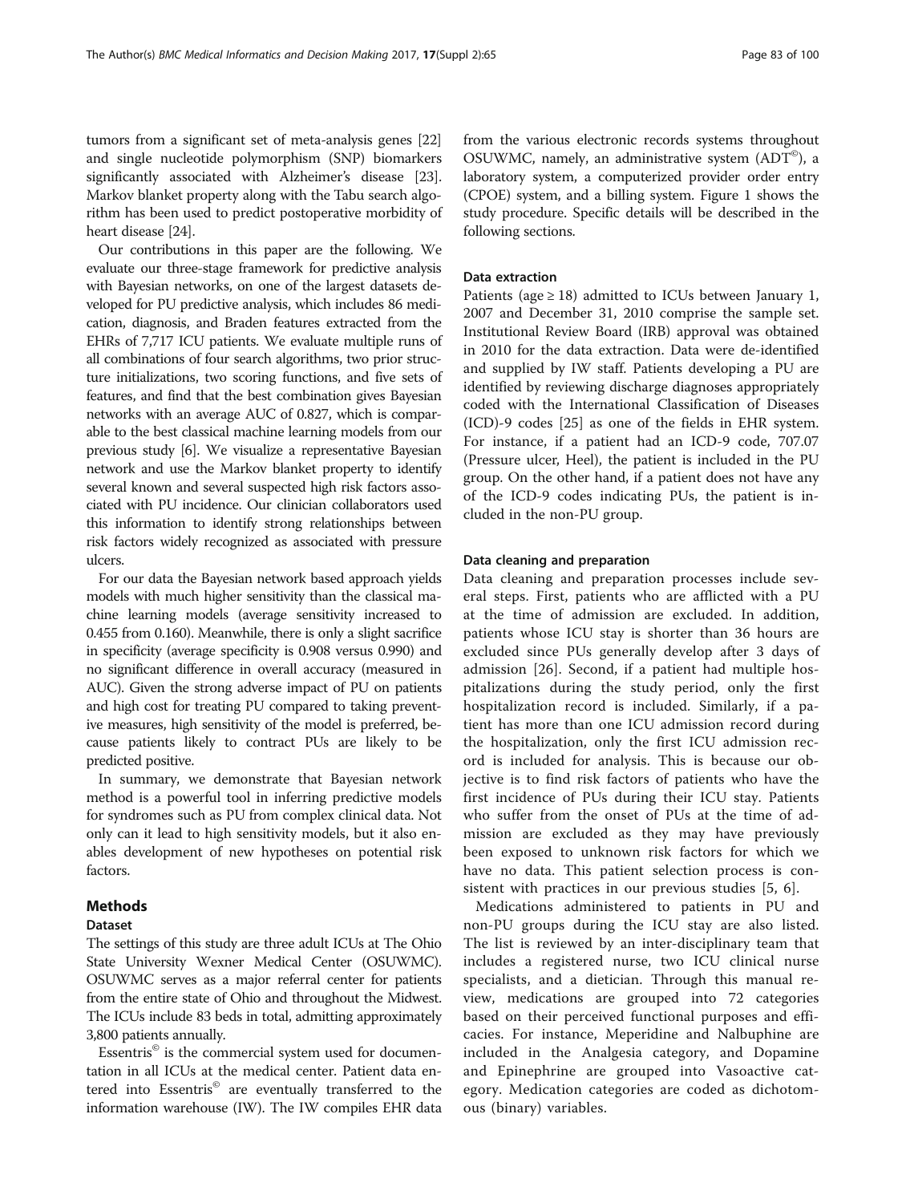tumors from a significant set of meta-analysis genes [22] and single nucleotide polymorphism (SNP) biomarkers significantly associated with Alzheimer's disease [23]. Markov blanket property along with the Tabu search algorithm has been used to predict postoperative morbidity of heart disease [24].

Our contributions in this paper are the following. We evaluate our three-stage framework for predictive analysis with Bayesian networks, on one of the largest datasets developed for PU predictive analysis, which includes 86 medication, diagnosis, and Braden features extracted from the EHRs of 7,717 ICU patients. We evaluate multiple runs of all combinations of four search algorithms, two prior structure initializations, two scoring functions, and five sets of features, and find that the best combination gives Bayesian networks with an average AUC of 0.827, which is comparable to the best classical machine learning models from our previous study [6]. We visualize a representative Bayesian network and use the Markov blanket property to identify several known and several suspected high risk factors associated with PU incidence. Our clinician collaborators used this information to identify strong relationships between risk factors widely recognized as associated with pressure ulcers.

For our data the Bayesian network based approach yields models with much higher sensitivity than the classical machine learning models (average sensitivity increased to 0.455 from 0.160). Meanwhile, there is only a slight sacrifice in specificity (average specificity is 0.908 versus 0.990) and no significant difference in overall accuracy (measured in AUC). Given the strong adverse impact of PU on patients and high cost for treating PU compared to taking preventive measures, high sensitivity of the model is preferred, because patients likely to contract PUs are likely to be predicted positive.

In summary, we demonstrate that Bayesian network method is a powerful tool in inferring predictive models for syndromes such as PU from complex clinical data. Not only can it lead to high sensitivity models, but it also enables development of new hypotheses on potential risk factors.

## Methods

### Dataset

The settings of this study are three adult ICUs at The Ohio State University Wexner Medical Center (OSUWMC). OSUWMC serves as a major referral center for patients from the entire state of Ohio and throughout the Midwest. The ICUs include 83 beds in total, admitting approximately 3,800 patients annually.

Essentris© is the commercial system used for documentation in all ICUs at the medical center. Patient data entered into Essentris© are eventually transferred to the information warehouse (IW). The IW compiles EHR data from the various electronic records systems throughout OSUWMC, namely, an administrative system (ADT©), a laboratory system, a computerized provider order entry (CPOE) system, and a billing system. Figure 1 shows the study procedure. Specific details will be described in the following sections.

### Data extraction

Patients (age ≥ 18) admitted to ICUs between January 1, 2007 and December 31, 2010 comprise the sample set. Institutional Review Board (IRB) approval was obtained in 2010 for the data extraction. Data were de-identified and supplied by IW staff. Patients developing a PU are identified by reviewing discharge diagnoses appropriately coded with the International Classification of Diseases (ICD)-9 codes [25] as one of the fields in EHR system. For instance, if a patient had an ICD-9 code, 707.07 (Pressure ulcer, Heel), the patient is included in the PU group. On the other hand, if a patient does not have any of the ICD-9 codes indicating PUs, the patient is included in the non-PU group.

### Data cleaning and preparation

Data cleaning and preparation processes include several steps. First, patients who are afflicted with a PU at the time of admission are excluded. In addition, patients whose ICU stay is shorter than 36 hours are excluded since PUs generally develop after 3 days of admission [26]. Second, if a patient had multiple hospitalizations during the study period, only the first hospitalization record is included. Similarly, if a patient has more than one ICU admission record during the hospitalization, only the first ICU admission record is included for analysis. This is because our objective is to find risk factors of patients who have the first incidence of PUs during their ICU stay. Patients who suffer from the onset of PUs at the time of admission are excluded as they may have previously been exposed to unknown risk factors for which we have no data. This patient selection process is consistent with practices in our previous studies [5, 6].

Medications administered to patients in PU and non-PU groups during the ICU stay are also listed. The list is reviewed by an inter-disciplinary team that includes a registered nurse, two ICU clinical nurse specialists, and a dietician. Through this manual review, medications are grouped into 72 categories based on their perceived functional purposes and efficacies. For instance, Meperidine and Nalbuphine are included in the Analgesia category, and Dopamine and Epinephrine are grouped into Vasoactive category. Medication categories are coded as dichotomous (binary) variables.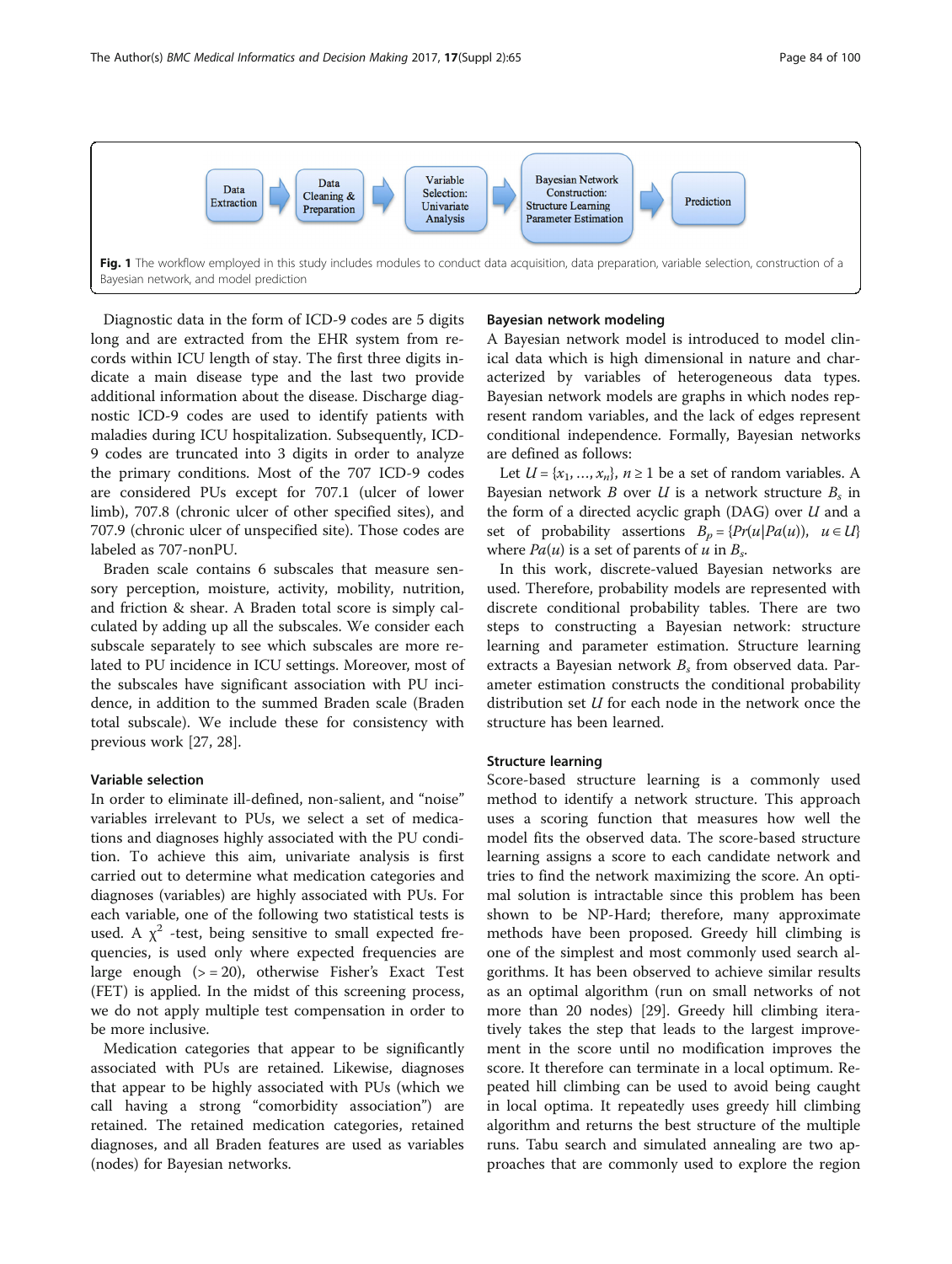Data Extraction → Data Cleaning & Preparation → Variable Selection: Univariate Analysis → Bayesian Network Construction: Structure Learning Parameter Estimation → Prediction

**Fig. 1** The workflow employed in this study includes modules to conduct data acquisition, data preparation, variable selection, construction of a Bayesian network, and model prediction

Diagnostic data in the form of ICD-9 codes are 5 digits long and are extracted from the EHR system from records within ICU length of stay. The first three digits indicate a main disease type and the last two provide additional information about the disease. Discharge diagnostic ICD-9 codes are used to identify patients with maladies during ICU hospitalization. Subsequently, ICD-9 codes are truncated into 3 digits in order to analyze the primary conditions. Most of the 707 ICD-9 codes are considered PUs except for 707.1 (ulcer of lower limb), 707.8 (chronic ulcer of other specified sites), and 707.9 (chronic ulcer of unspecified site). Those codes are labeled as 707-nonPU.

Braden scale contains 6 subscales that measure sensory perception, moisture, activity, mobility, nutrition, and friction & shear. A Braden total score is simply calculated by adding up all the subscales. We consider each subscale separately to see which subscales are more related to PU incidence in ICU settings. Moreover, most of the subscales have significant association with PU incidence, in addition to the summed Braden scale (Braden total subscale). We include these for consistency with previous work [27, 28].

### Variable selection

In order to eliminate ill-defined, non-salient, and "noise" variables irrelevant to PUs, we select a set of medications and diagnoses highly associated with the PU condition. To achieve this aim, univariate analysis is first carried out to determine what medication categories and diagnoses (variables) are highly associated with PUs. For each variable, one of the following two statistical tests is used. A $\chi^2$ -test, being sensitive to small expected frequencies, is used only where expected frequencies are large enough (> = 20), otherwise Fisher's Exact Test (FET) is applied. In the midst of this screening process, we do not apply multiple test compensation in order to be more inclusive.

Medication categories that appear to be significantly associated with PUs are retained. Likewise, diagnoses that appear to be highly associated with PUs (which we call having a strong "comorbidity association") are retained. The retained medication categories, retained diagnoses, and all Braden features are used as variables (nodes) for Bayesian networks.

### Bayesian network modeling

A Bayesian network model is introduced to model clinical data which is high dimensional in nature and characterized by variables of heterogeneous data types. Bayesian network models are graphs in which nodes represent random variables, and the lack of edges represent conditional independence. Formally, Bayesian networks are defined as follows:

Let $U = \{x_1, \ldots, x_n\}$, $n \geq 1$ be a set of random variables. A Bayesian network $B$ over $U$ is a network structure $B_s$ in the form of a directed acyclic graph (DAG) over $U$ and a set of probability assertions $B_p = \{Pr(u|Pa(u)),\ \ u \in U\}$ where $Pa(u)$ is a set of parents of $u$ in $B_s$.

In this work, discrete-valued Bayesian networks are used. Therefore, probability models are represented with discrete conditional probability tables. There are two steps to constructing a Bayesian network: structure learning and parameter estimation. Structure learning extracts a Bayesian network $B_s$ from observed data. Parameter estimation constructs the conditional probability distribution set $U$ for each node in the network once the structure has been learned.

### Structure learning

Score-based structure learning is a commonly used method to identify a network structure. This approach uses a scoring function that measures how well the model fits the observed data. The score-based structure learning assigns a score to each candidate network and tries to find the network maximizing the score. An optimal solution is intractable since this problem has been shown to be NP-Hard; therefore, many approximate methods have been proposed. Greedy hill climbing is one of the simplest and most commonly used search algorithms. It has been observed to achieve similar results as an optimal algorithm (run on small networks of not more than 20 nodes) [29]. Greedy hill climbing iteratively takes the step that leads to the largest improvement in the score until no modification improves the score. It therefore can terminate in a local optimum. Repeated hill climbing can be used to avoid being caught in local optima. It repeatedly uses greedy hill climbing algorithm and returns the best structure of the multiple runs. Tabu search and simulated annealing are two approaches that are commonly used to explore the region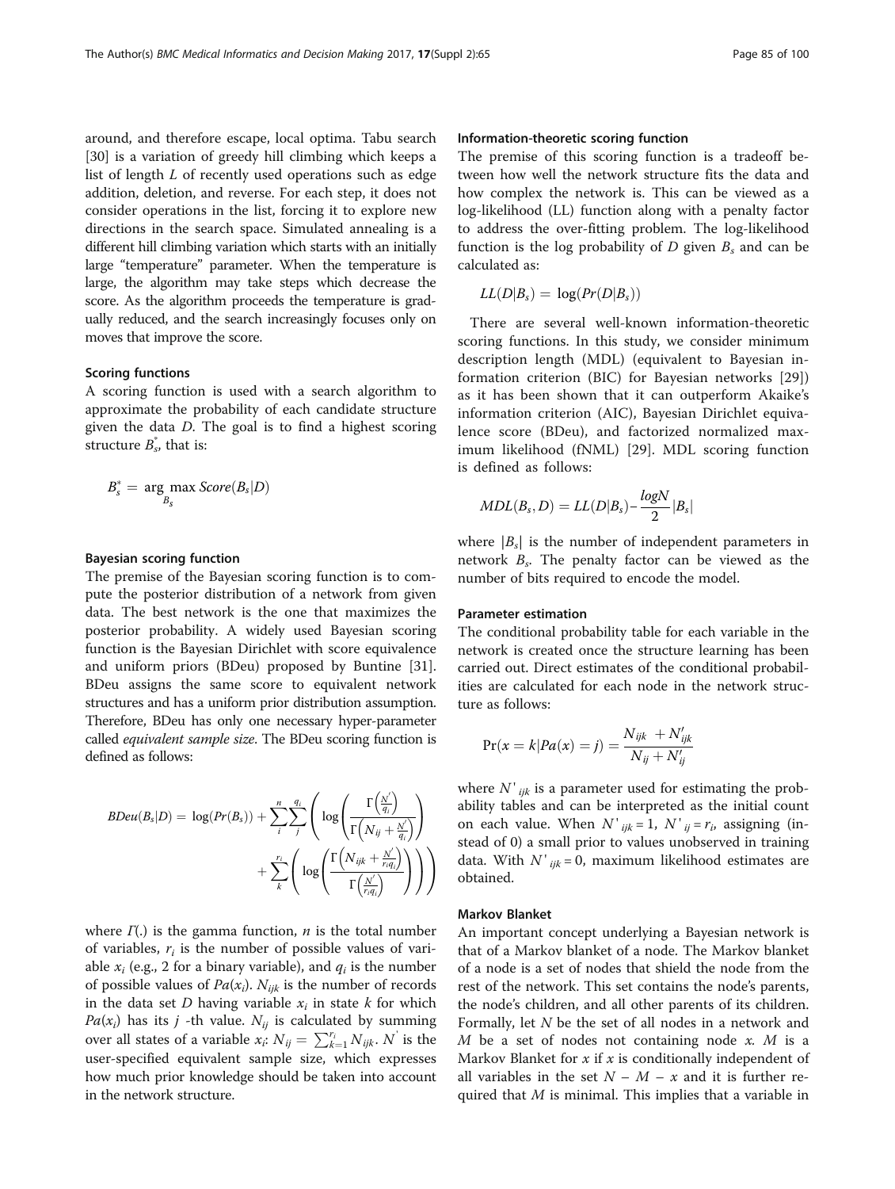around, and therefore escape, local optima. Tabu search [30] is a variation of greedy hill climbing which keeps a list of length $L$ of recently used operations such as edge addition, deletion, and reverse. For each step, it does not consider operations in the list, forcing it to explore new directions in the search space. Simulated annealing is a different hill climbing variation which starts with an initially large "temperature" parameter. When the temperature is large, the algorithm may take steps which decrease the score. As the algorithm proceeds the temperature is gradually reduced, and the search increasingly focuses only on moves that improve the score.

#### Scoring functions

A scoring function is used with a search algorithm to approximate the probability of each candidate structure given the data $D$. The goal is to find a highest scoring structure $B_s^*$, that is:

$$B_s^* = \underset{B_s}{\arg\max}\, Score(B_s|D)$$

#### Bayesian scoring function

The premise of the Bayesian scoring function is to compute the posterior distribution of a network from given data. The best network is the one that maximizes the posterior probability. A widely used Bayesian scoring function is the Bayesian Dirichlet with score equivalence and uniform priors (BDeu) proposed by Buntine [31]. BDeu assigns the same score to equivalent network structures and has a uniform prior distribution assumption. Therefore, BDeu has only one necessary hyper-parameter called *equivalent sample size*. The BDeu scoring function is defined as follows:

$$BDeu(B_s|D) = \log(Pr(B_s)) + \sum_i^n \sum_j^{q_i} \left( \log\left( \frac{\Gamma\left(\frac{N'}{q_i}\right)}{\Gamma\left(N_{ij} + \frac{N'}{q_i}\right)} \right) + \sum_k^{r_i} \left( \log\left( \frac{\Gamma\left(N_{ijk} + \frac{N'}{r_i q_i}\right)}{\Gamma\left(\frac{N'}{r_i q_i}\right)} \right) \right) \right)$$

where $\Gamma(.)$ is the gamma function, $n$ is the total number of variables, $r_i$ is the number of possible values of variable $x_i$ (e.g., 2 for a binary variable), and $q_i$ is the number of possible values of $Pa(x_i)$. $N_{ijk}$ is the number of records in the data set $D$ having variable $x_i$ in state $k$ for which $Pa(x_i)$ has its $j$ -th value. $N_{ij}$ is calculated by summing over all states of a variable $x_i$: $N_{ij} = \sum_{k=1}^{r_i} N_{ijk}$. $N'$ is the user-specified equivalent sample size, which expresses how much prior knowledge should be taken into account in the network structure.

#### Information-theoretic scoring function

The premise of this scoring function is a tradeoff between how well the network structure fits the data and how complex the network is. This can be viewed as a log-likelihood (LL) function along with a penalty factor to address the over-fitting problem. The log-likelihood function is the log probability of $D$ given $B_s$ and can be calculated as:

$$LL(D|B_s) = \log(Pr(D|B_s))$$

There are several well-known information-theoretic scoring functions. In this study, we consider minimum description length (MDL) (equivalent to Bayesian information criterion (BIC) for Bayesian networks [29]) as it has been shown that it can outperform Akaike's information criterion (AIC), Bayesian Dirichlet equivalence score (BDeu), and factorized normalized maximum likelihood (fNML) [29]. MDL scoring function is defined as follows:

$$MDL(B_s, D) = LL(D|B_s) - \frac{\log N}{2}|B_s|$$

where $|B_s|$ is the number of independent parameters in network $B_s$. The penalty factor can be viewed as the number of bits required to encode the model.

#### Parameter estimation

The conditional probability table for each variable in the network is created once the structure learning has been carried out. Direct estimates of the conditional probabilities are calculated for each node in the network structure as follows:

$$\Pr(x = k|Pa(x) = j) = \frac{N_{ijk} + N'_{ijk}}{N_{ij} + N'_{ij}}$$

where $N'_{ijk}$ is a parameter used for estimating the probability tables and can be interpreted as the initial count on each value. When $N'_{ijk} = 1$, $N'_{ij} = r_i$, assigning (instead of 0) a small prior to values unobserved in training data. With $N'_{ijk} = 0$, maximum likelihood estimates are obtained.

#### Markov Blanket

An important concept underlying a Bayesian network is that of a Markov blanket of a node. The Markov blanket of a node is a set of nodes that shield the node from the rest of the network. This set contains the node's parents, the node's children, and all other parents of its children. Formally, let $N$ be the set of all nodes in a network and $M$ be a set of nodes not containing node $x$. $M$ is a Markov Blanket for $x$ if $x$ is conditionally independent of all variables in the set $N - M - x$ and it is further required that $M$ is minimal. This implies that a variable in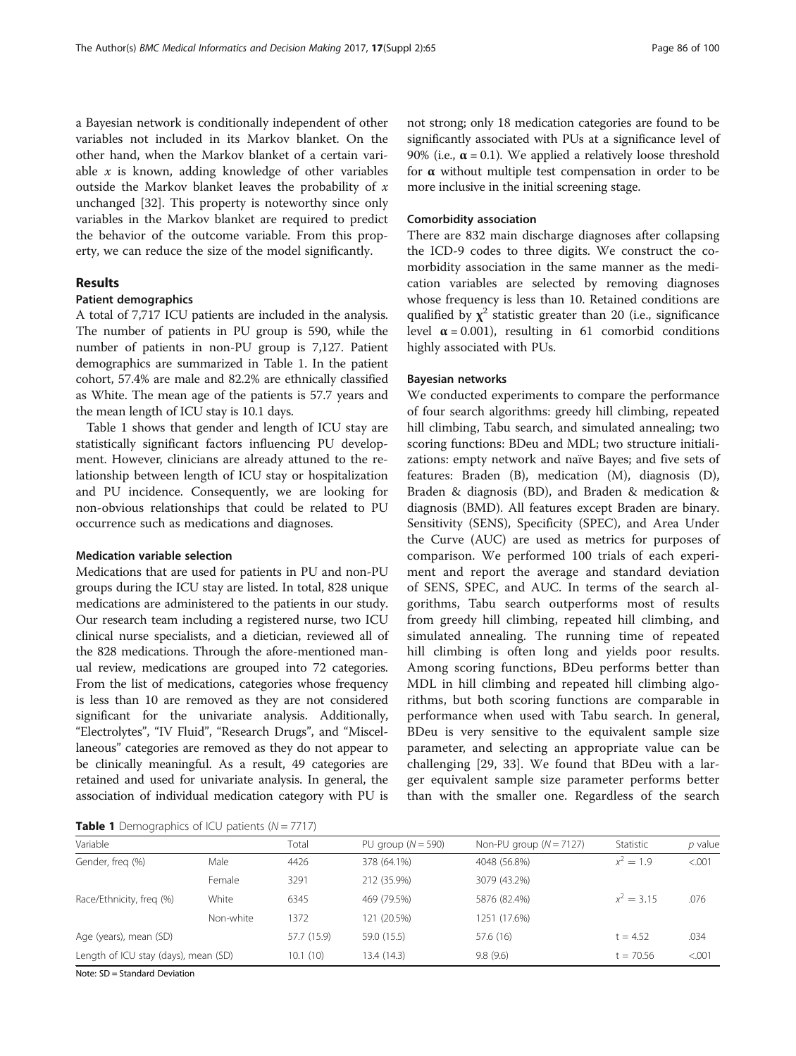a Bayesian network is conditionally independent of other variables not included in its Markov blanket. On the other hand, when the Markov blanket of a certain variable $x$ is known, adding knowledge of other variables outside the Markov blanket leaves the probability of $x$ unchanged [32]. This property is noteworthy since only variables in the Markov blanket are required to predict the behavior of the outcome variable. From this property, we can reduce the size of the model significantly.

## Results

### Patient demographics

A total of 7,717 ICU patients are included in the analysis. The number of patients in PU group is 590, while the number of patients in non-PU group is 7,127. Patient demographics are summarized in Table 1. In the patient cohort, 57.4% are male and 82.2% are ethnically classified as White. The mean age of the patients is 57.7 years and the mean length of ICU stay is 10.1 days.

Table 1 shows that gender and length of ICU stay are statistically significant factors influencing PU development. However, clinicians are already attuned to the relationship between length of ICU stay or hospitalization and PU incidence. Consequently, we are looking for non-obvious relationships that could be related to PU occurrence such as medications and diagnoses.

### Medication variable selection

Medications that are used for patients in PU and non-PU groups during the ICU stay are listed. In total, 828 unique medications are administered to the patients in our study. Our research team including a registered nurse, two ICU clinical nurse specialists, and a dietician, reviewed all of the 828 medications. Through the afore-mentioned manual review, medications are grouped into 72 categories. From the list of medications, categories whose frequency is less than 10 are removed as they are not considered significant for the univariate analysis. Additionally, "Electrolytes", "IV Fluid", "Research Drugs", and "Miscellaneous" categories are removed as they do not appear to be clinically meaningful. As a result, 49 categories are retained and used for univariate analysis. In general, the association of individual medication category with PU is not strong; only 18 medication categories are found to be significantly associated with PUs at a significance level of 90% (i.e., $\boldsymbol{\alpha} = 0.1$). We applied a relatively loose threshold for $\boldsymbol{\alpha}$ without multiple test compensation in order to be more inclusive in the initial screening stage.

### Comorbidity association

There are 832 main discharge diagnoses after collapsing the ICD-9 codes to three digits. We construct the comorbidity association in the same manner as the medication variables are selected by removing diagnoses whose frequency is less than 10. Retained conditions are qualified by $\boldsymbol{\chi}^2$ statistic greater than 20 (i.e., significance level $\boldsymbol{\alpha} = 0.001$), resulting in 61 comorbid conditions highly associated with PUs.

### Bayesian networks

We conducted experiments to compare the performance of four search algorithms: greedy hill climbing, repeated hill climbing, Tabu search, and simulated annealing; two scoring functions: BDeu and MDL; two structure initializations: empty network and naïve Bayes; and five sets of features: Braden (B), medication (M), diagnosis (D), Braden & diagnosis (BD), and Braden & medication & diagnosis (BMD). All features except Braden are binary. Sensitivity (SENS), Specificity (SPEC), and Area Under the Curve (AUC) are used as metrics for purposes of comparison. We performed 100 trials of each experiment and report the average and standard deviation of SENS, SPEC, and AUC. In terms of the search algorithms, Tabu search outperforms most of results from greedy hill climbing, repeated hill climbing, and simulated annealing. The running time of repeated hill climbing is often long and yields poor results. Among scoring functions, BDeu performs better than MDL in hill climbing and repeated hill climbing algorithms, but both scoring functions are comparable in performance when used with Tabu search. In general, BDeu is very sensitive to the equivalent sample size parameter, and selecting an appropriate value can be challenging [29, 33]. We found that BDeu with a larger equivalent sample size parameter performs better than with the smaller one. Regardless of the search

**Table 1** Demographics of ICU patients ($N = 7717$)

| Variable | | Total | PU group ($N = 590$) | Non-PU group ($N = 7127$) | Statistic | $p$ value |
|---|---|---|---|---|---|---|
| Gender, freq (%) | Male | 4426 | 378 (64.1%) | 4048 (56.8%) | $x^2 = 1.9$ | <.001 |
| | Female | 3291 | 212 (35.9%) | 3079 (43.2%) | | |
| Race/Ethnicity, freq (%) | White | 6345 | 469 (79.5%) | 5876 (82.4%) | $x^2 = 3.15$ | .076 |
| | Non-white | 1372 | 121 (20.5%) | 1251 (17.6%) | | |
| Age (years), mean (SD) | | 57.7 (15.9) | 59.0 (15.5) | 57.6 (16) | t = 4.52 | .034 |
| Length of ICU stay (days), mean (SD) | | 10.1 (10) | 13.4 (14.3) | 9.8 (9.6) | t = 70.56 | <.001 |

Note: SD = Standard Deviation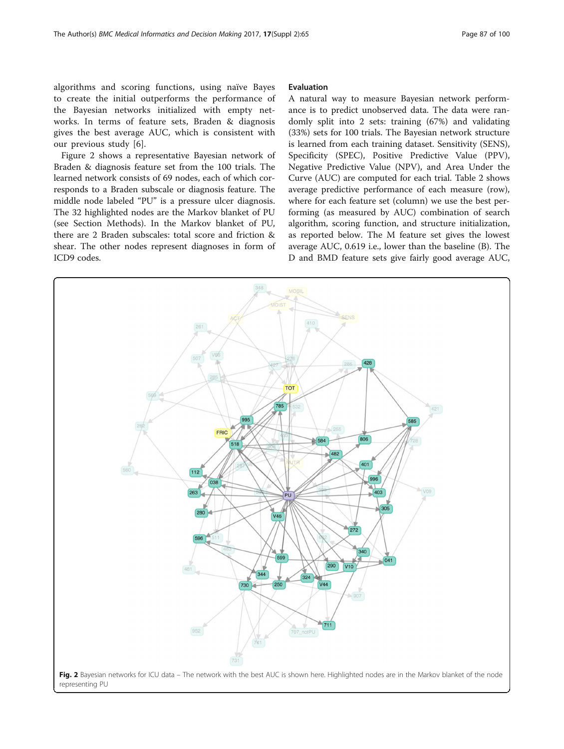algorithms and scoring functions, using naïve Bayes to create the initial outperforms the performance of the Bayesian networks initialized with empty networks. In terms of feature sets, Braden & diagnosis gives the best average AUC, which is consistent with our previous study [6].

Figure 2 shows a representative Bayesian network of Braden & diagnosis feature set from the 100 trials. The learned network consists of 69 nodes, each of which corresponds to a Braden subscale or diagnosis feature. The middle node labeled "PU" is a pressure ulcer diagnosis. The 32 highlighted nodes are the Markov blanket of PU (see Section Methods). In the Markov blanket of PU, there are 2 Braden subscales: total score and friction & shear. The other nodes represent diagnoses in form of ICD9 codes.

## Evaluation

A natural way to measure Bayesian network performance is to predict unobserved data. The data were randomly split into 2 sets: training (67%) and validating (33%) sets for 100 trials. The Bayesian network structure is learned from each training dataset. Sensitivity (SENS), Specificity (SPEC), Positive Predictive Value (PPV), Negative Predictive Value (NPV), and Area Under the Curve (AUC) are computed for each trial. Table 2 shows average predictive performance of each measure (row), where for each feature set (column) we use the best performing (as measured by AUC) combination of search algorithm, scoring function, and structure initialization, as reported below. The M feature set gives the lowest average AUC, 0.619 i.e., lower than the baseline (B). The D and BMD feature sets give fairly good average AUC,

**Fig. 2** Bayesian networks for ICU data – The network with the best AUC is shown here. Highlighted nodes are in the Markov blanket of the node representing PU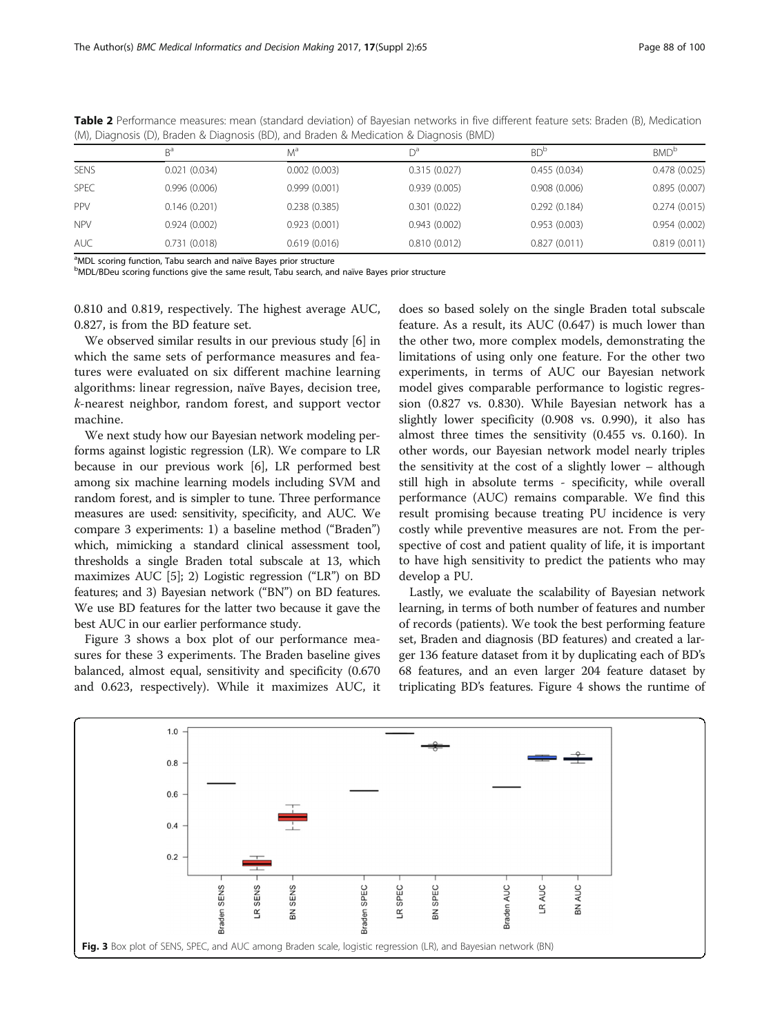**Table 2** Performance measures: mean (standard deviation) of Bayesian networks in five different feature sets: Braden (B), Medication (M), Diagnosis (D), Braden & Diagnosis (BD), and Braden & Medication & Diagnosis (BMD)

| | B[a] | M[a] | D[a] | BD[b] | BMD[b] |
|---|---|---|---|---|---|
| SENS | 0.021 (0.034) | 0.002 (0.003) | 0.315 (0.027) | 0.455 (0.034) | 0.478 (0.025) |
| SPEC | 0.996 (0.006) | 0.999 (0.001) | 0.939 (0.005) | 0.908 (0.006) | 0.895 (0.007) |
| PPV | 0.146 (0.201) | 0.238 (0.385) | 0.301 (0.022) | 0.292 (0.184) | 0.274 (0.015) |
| NPV | 0.924 (0.002) | 0.923 (0.001) | 0.943 (0.002) | 0.953 (0.003) | 0.954 (0.002) |
| AUC | 0.731 (0.018) | 0.619 (0.016) | 0.810 (0.012) | 0.827 (0.011) | 0.819 (0.011) |

[a]MDL scoring function, Tabu search and naïve Bayes prior structure
[b]MDL/BDeu scoring functions give the same result, Tabu search, and naïve Bayes prior structure

0.810 and 0.819, respectively. The highest average AUC, 0.827, is from the BD feature set.

We observed similar results in our previous study [6] in which the same sets of performance measures and features were evaluated on six different machine learning algorithms: linear regression, naïve Bayes, decision tree, *k*-nearest neighbor, random forest, and support vector machine.

We next study how our Bayesian network modeling performs against logistic regression (LR). We compare to LR because in our previous work [6], LR performed best among six machine learning models including SVM and random forest, and is simpler to tune. Three performance measures are used: sensitivity, specificity, and AUC. We compare 3 experiments: 1) a baseline method ("Braden") which, mimicking a standard clinical assessment tool, thresholds a single Braden total subscale at 13, which maximizes AUC [5]; 2) Logistic regression ("LR") on BD features; and 3) Bayesian network ("BN") on BD features. We use BD features for the latter two because it gave the best AUC in our earlier performance study.

Figure 3 shows a box plot of our performance measures for these 3 experiments. The Braden baseline gives balanced, almost equal, sensitivity and specificity (0.670 and 0.623, respectively). While it maximizes AUC, it does so based solely on the single Braden total subscale feature. As a result, its AUC (0.647) is much lower than the other two, more complex models, demonstrating the limitations of using only one feature. For the other two experiments, in terms of AUC our Bayesian network model gives comparable performance to logistic regression (0.827 vs. 0.830). While Bayesian network has a slightly lower specificity (0.908 vs. 0.990), it also has almost three times the sensitivity (0.455 vs. 0.160). In other words, our Bayesian network model nearly triples the sensitivity at the cost of a slightly lower – although still high in absolute terms - specificity, while overall performance (AUC) remains comparable. We find this result promising because treating PU incidence is very costly while preventive measures are not. From the perspective of cost and patient quality of life, it is important to have high sensitivity to predict the patients who may develop a PU.

Lastly, we evaluate the scalability of Bayesian network learning, in terms of both number of features and number of records (patients). We took the best performing feature set, Braden and diagnosis (BD features) and created a larger 136 feature dataset from it by duplicating each of BD's 68 features, and an even larger 204 feature dataset by triplicating BD's features. Figure 4 shows the runtime of

**Fig. 3** Box plot of SENS, SPEC, and AUC among Braden scale, logistic regression (LR), and Bayesian network (BN)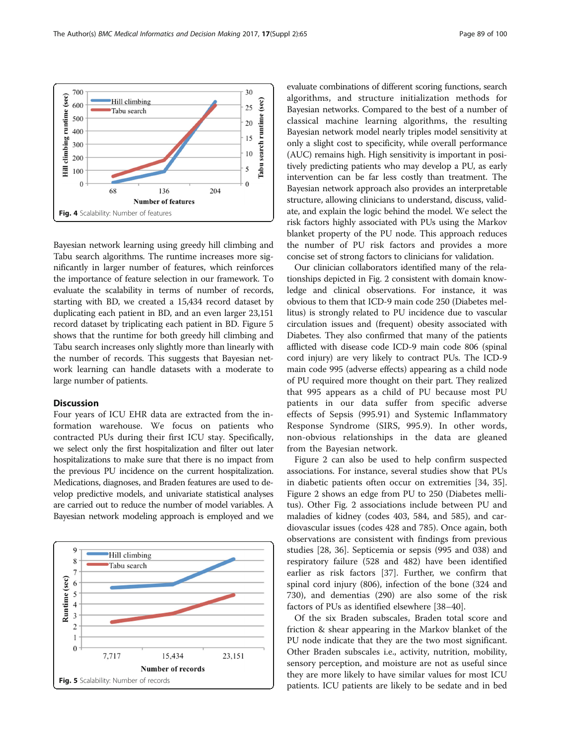Fig. 4 Scalability: Number of features

Bayesian network learning using greedy hill climbing and Tabu search algorithms. The runtime increases more significantly in larger number of features, which reinforces the importance of feature selection in our framework. To evaluate the scalability in terms of number of records, starting with BD, we created a 15,434 record dataset by duplicating each patient in BD, and an even larger 23,151 record dataset by triplicating each patient in BD. Figure 5 shows that the runtime for both greedy hill climbing and Tabu search increases only slightly more than linearly with the number of records. This suggests that Bayesian network learning can handle datasets with a moderate to large number of patients.

## Discussion

Four years of ICU EHR data are extracted from the information warehouse. We focus on patients who contracted PUs during their first ICU stay. Specifically, we select only the first hospitalization and filter out later hospitalizations to make sure that there is no impact from the previous PU incidence on the current hospitalization. Medications, diagnoses, and Braden features are used to develop predictive models, and univariate statistical analyses are carried out to reduce the number of model variables. A Bayesian network modeling approach is employed and we evaluate combinations of different scoring functions, search algorithms, and structure initialization methods for Bayesian networks. Compared to the best of a number of classical machine learning algorithms, the resulting Bayesian network model nearly triples model sensitivity at only a slight cost to specificity, while overall performance (AUC) remains high. High sensitivity is important in positively predicting patients who may develop a PU, as early intervention can be far less costly than treatment. The Bayesian network approach also provides an interpretable structure, allowing clinicians to understand, discuss, validate, and explain the logic behind the model. We select the risk factors highly associated with PUs using the Markov blanket property of the PU node. This approach reduces the number of PU risk factors and provides a more concise set of strong factors to clinicians for validation.

Fig. 5 Scalability: Number of records

Our clinician collaborators identified many of the relationships depicted in Fig. 2 consistent with domain knowledge and clinical observations. For instance, it was obvious to them that ICD-9 main code 250 (Diabetes mellitus) is strongly related to PU incidence due to vascular circulation issues and (frequent) obesity associated with Diabetes. They also confirmed that many of the patients afflicted with disease code ICD-9 main code 806 (spinal cord injury) are very likely to contract PUs. The ICD-9 main code 995 (adverse effects) appearing as a child node of PU required more thought on their part. They realized that 995 appears as a child of PU because most PU patients in our data suffer from specific adverse effects of Sepsis (995.91) and Systemic Inflammatory Response Syndrome (SIRS, 995.9). In other words, non-obvious relationships in the data are gleaned from the Bayesian network.

Figure 2 can also be used to help confirm suspected associations. For instance, several studies show that PUs in diabetic patients often occur on extremities [34, 35]. Figure 2 shows an edge from PU to 250 (Diabetes mellitus). Other Fig. 2 associations include between PU and maladies of kidney (codes 403, 584, and 585), and cardiovascular issues (codes 428 and 785). Once again, both observations are consistent with findings from previous studies [28, 36]. Septicemia or sepsis (995 and 038) and respiratory failure (528 and 482) have been identified earlier as risk factors [37]. Further, we confirm that spinal cord injury (806), infection of the bone (324 and 730), and dementias (290) are also some of the risk factors of PUs as identified elsewhere [38–40].

Of the six Braden subscales, Braden total score and friction & shear appearing in the Markov blanket of the PU node indicate that they are the two most significant. Other Braden subscales i.e., activity, nutrition, mobility, sensory perception, and moisture are not as useful since they are more likely to have similar values for most ICU patients. ICU patients are likely to be sedate and in bed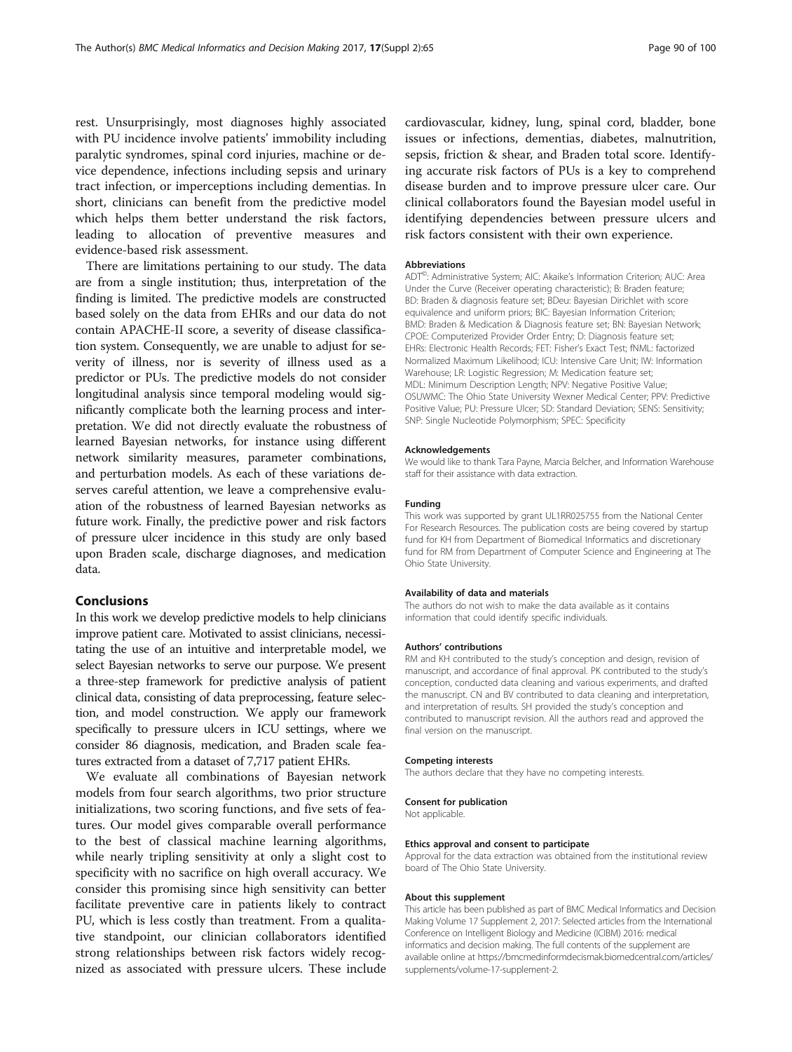rest. Unsurprisingly, most diagnoses highly associated with PU incidence involve patients' immobility including paralytic syndromes, spinal cord injuries, machine or device dependence, infections including sepsis and urinary tract infection, or imperceptions including dementias. In short, clinicians can benefit from the predictive model which helps them better understand the risk factors, leading to allocation of preventive measures and evidence-based risk assessment.

There are limitations pertaining to our study. The data are from a single institution; thus, interpretation of the finding is limited. The predictive models are constructed based solely on the data from EHRs and our data do not contain APACHE-II score, a severity of disease classification system. Consequently, we are unable to adjust for severity of illness, nor is severity of illness used as a predictor or PUs. The predictive models do not consider longitudinal analysis since temporal modeling would significantly complicate both the learning process and interpretation. We did not directly evaluate the robustness of learned Bayesian networks, for instance using different network similarity measures, parameter combinations, and perturbation models. As each of these variations deserves careful attention, we leave a comprehensive evaluation of the robustness of learned Bayesian networks as future work. Finally, the predictive power and risk factors of pressure ulcer incidence in this study are only based upon Braden scale, discharge diagnoses, and medication data.

## Conclusions

In this work we develop predictive models to help clinicians improve patient care. Motivated to assist clinicians, necessitating the use of an intuitive and interpretable model, we select Bayesian networks to serve our purpose. We present a three-step framework for predictive analysis of patient clinical data, consisting of data preprocessing, feature selection, and model construction. We apply our framework specifically to pressure ulcers in ICU settings, where we consider 86 diagnosis, medication, and Braden scale features extracted from a dataset of 7,717 patient EHRs.

We evaluate all combinations of Bayesian network models from four search algorithms, two prior structure initializations, two scoring functions, and five sets of features. Our model gives comparable overall performance to the best of classical machine learning algorithms, while nearly tripling sensitivity at only a slight cost to specificity with no sacrifice on high overall accuracy. We consider this promising since high sensitivity can better facilitate preventive care in patients likely to contract PU, which is less costly than treatment. From a qualitative standpoint, our clinician collaborators identified strong relationships between risk factors widely recognized as associated with pressure ulcers. These include cardiovascular, kidney, lung, spinal cord, bladder, bone issues or infections, dementias, diabetes, malnutrition, sepsis, friction & shear, and Braden total score. Identifying accurate risk factors of PUs is a key to comprehend disease burden and to improve pressure ulcer care. Our clinical collaborators found the Bayesian model useful in identifying dependencies between pressure ulcers and risk factors consistent with their own experience.

#### Abbreviations

ADT©: Administrative System; AIC: Akaike's Information Criterion; AUC: Area Under the Curve (Receiver operating characteristic); B: Braden feature; BD: Braden & diagnosis feature set; BDeu: Bayesian Dirichlet with score equivalence and uniform priors; BIC: Bayesian Information Criterion; BMD: Braden & Medication & Diagnosis feature set; BN: Bayesian Network; CPOE: Computerized Provider Order Entry; D: Diagnosis feature set; EHRs: Electronic Health Records; FET: Fisher's Exact Test; fNML: factorized Normalized Maximum Likelihood; ICU: Intensive Care Unit; IW: Information Warehouse; LR: Logistic Regression; M: Medication feature set; MDL: Minimum Description Length; NPV: Negative Positive Value; OSUWMC: The Ohio State University Wexner Medical Center; PPV: Predictive Positive Value; PU: Pressure Ulcer; SD: Standard Deviation; SENS: Sensitivity; SNP: Single Nucleotide Polymorphism; SPEC: Specificity

#### Acknowledgements

We would like to thank Tara Payne, Marcia Belcher, and Information Warehouse staff for their assistance with data extraction.

#### Funding

This work was supported by grant UL1RR025755 from the National Center For Research Resources. The publication costs are being covered by startup fund for KH from Department of Biomedical Informatics and discretionary fund for RM from Department of Computer Science and Engineering at The Ohio State University.

#### Availability of data and materials

The authors do not wish to make the data available as it contains information that could identify specific individuals.

#### Authors' contributions

RM and KH contributed to the study's conception and design, revision of manuscript, and accordance of final approval. PK contributed to the study's conception, conducted data cleaning and various experiments, and drafted the manuscript. CN and BV contributed to data cleaning and interpretation, and interpretation of results. SH provided the study's conception and contributed to manuscript revision. All the authors read and approved the final version on the manuscript.

#### Competing interests

The authors declare that they have no competing interests.

#### Consent for publication

Not applicable.

#### Ethics approval and consent to participate

Approval for the data extraction was obtained from the institutional review board of The Ohio State University.

#### About this supplement

This article has been published as part of BMC Medical Informatics and Decision Making Volume 17 Supplement 2, 2017: Selected articles from the International Conference on Intelligent Biology and Medicine (ICIBM) 2016: medical informatics and decision making. The full contents of the supplement are available online at https://bmcmedinformdecismak.biomedcentral.com/articles/supplements/volume-17-supplement-2.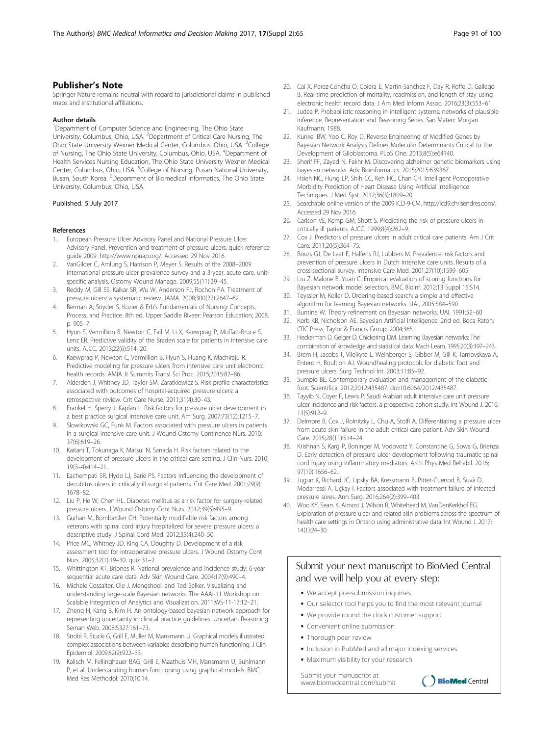## Publisher's Note

Springer Nature remains neutral with regard to jurisdictional claims in published maps and institutional affiliations.

### Author details

[1]Department of Computer Science and Engineering, The Ohio State University, Columbus, Ohio, USA. [2]Department of Critical Care Nursing, The Ohio State University Wexner Medical Center, Columbus, Ohio, USA. [3]College of Nursing, The Ohio State University, Columbus, Ohio, USA. [4]Department of Health Services Nursing Education, The Ohio State University Wexner Medical Center, Columbus, Ohio, USA. [5]College of Nursing, Pusan National University, Busan, South Korea. [6]Department of Biomedical Informatics, The Ohio State University, Columbus, Ohio, USA.

Published: 5 July 2017

### References

1. European Pressure Ulcer Advisory Panel and National Pressure Ulcer Advisory Panel. Prevention and treatment of pressure ulcers: quick reference guide 2009. http://www.npuap.org/. Accessed 29 Nov 2016.
2. VanGilder C, Amlung S, Harrison P, Meyer S. Results of the 2008–2009 international pressure ulcer prevalence survey and a 3-year, acute care, unit-specific analysis. Ostomy Wound Manage. 2009;55(11):39–45.
3. Reddy M, Gill SS, Kalkar SR, Wu W, Anderson PJ, Rochon PA. Treatment of pressure ulcers: a systematic review. JAMA. 2008;300(22):2647–62.
4. Berman A, Snyder S. Kozier & Erb's Fundamentals of Nursing: Concepts, Process, and Practice. 8th ed. Upper Saddle Riveer: Pearson Education; 2008. p. 905–7.
5. Hyun S, Vermillion B, Newton C, Fall M, Li X, Kaewprag P, Moffatt-Bruce S, Lenz ER. Predictive validity of the Braden scale for patients in intensive care units. AJCC. 2013;22(6):514–20.
6. Kaewprag P, Newton C, Vermillion B, Hyun S, Huang K, Machiraju R. Predictive modeling for pressure ulcers from intensive care unit electronic health records. AMIA Jt Summits Transl Sci Proc. 2015;2015:82–86.
7. Alderden J, Whitney JD, Taylor SM, Zaratkiewicz S. Risk profile characteristics associated with outcomes of hospital-acquired pressure ulcers: a retrospective review. Crit Care Nurse. 2011;31(4):30–43.
8. Frankel H, Sperry J, Kaplan L. Risk factors for pressure ulcer development in a best practice surgical intensive care unit. Am Surg. 2007;73(12):1215–7.
9. Slowikowski GC, Funk M. Factors associated with pressure ulcers in patients in a surgical intensive care unit. J Wound Ostomy Continence Nurs. 2010; 37(6):619–26.
10. Kaitani T, Tokunaga K, Matsui N, Sanada H. Risk factors related to the development of pressure ulcers in the critical care setting. J Clin Nurs. 2010; 19(3–4):414–21.
11. Eachempati SR, Hydo LJ, Barie PS. Factors influencing the development of decubitus ulcers in critically ill surgical patients. Crit Care Med. 2001;29(9): 1678–82.
12. Liu P, He W, Chen HL. Diabetes mellitus as a risk factor for surgery-related pressure ulcers. J Wound Ostomy Cont Nurs. 2012;39(5):495–9.
13. Guihan M, Bombardier CH. Potentially modifiable risk factors among veterans with spinal cord injury hospitalized for severe pressure ulcers: a descriptive study. J Spinal Cord Med. 2012;35(4):240–50.
14. Price MC, Whitney JD, King CA, Doughty D. Development of a risk assessment tool for intraoperative pressure ulcers. J Wound Ostomy Cont Nurs. 2005;32(1):19–30. quiz 31–2.
15. Whittington KT, Briones R. National prevalence and incidence study: 6-year sequential acute care data. Adv Skin Wound Care. 2004;17(9):490–4.
16. Michele Cossalter, Ole J. Mengshoel, and Ted Selker. Visualizing and understanding large-scale Bayesian networks. The AAAI-11 Workshop on Scalable Integration of Analytics and Visualization. 2011;WS-11-17:12–21.
17. Zheng H, Kang B, Kim H. An ontology-based bayesian network approach for representing uncertainty in clinical practice guidelines. Uncertain Reasoning Seman Web. 2008;5327:161–73.
18. Strobl R, Stucki G, Grill E, Muller M, Mansmann U. Graphical models illustrated complex associations between variables describing human functioning. J Clin Epidemiol. 2009;62(9):922–33.
19. Kalisch M, Fellinghauer BAG, Grill E, Maathuis MH, Mansmann U, Bühlmann P, et al. Understanding human functioning using graphical models. BMC Med Res Methodol. 2010;10:14.
20. Cai X, Perez-Concha O, Coiera E, Martin-Sanchez F, Day R, Roffe D, Gallego B. Real-time prediction of mortality, readmission, and length of stay using electronic health record data. J Am Med Inform Assoc. 2016;23(3):553–61.
21. Judea P. Probabilistic reasoning in intelligent systems: networks of plausible inference. Representation and Reasoning Series. San Mateo: Morgan Kaufmann; 1988.
22. Kunkel BW, Yoo C, Roy D. Reverse Engineering of Modified Genes by Bayesian Network Analysis Defines Molecular Determinants Critical to the Development of Glioblastoma. PLoS One. 2013;8(5):e64140.
23. Sherif FF, Zayed N, Fakhr M. Discovering alzheimer genetic biomarkers using bayesian networks. Adv Bioinformatics. 2015;2015:639367.
24. Hsieh NC, Hung LP, Shih CC, Keh HC, Chan CH. Intelligent Postoperative Morbidity Prediction of Heart Disease Using Artificial Intelligence Techniques. J Med Syst. 2012;36(3):1809–20.
25. Searchable online version of the 2009 ICD-9-CM. http://icd9.chrisendres.com/. Accessed 29 Nov 2016.
26. Carlson VE, Kemp GM, Shott S. Predicting the risk of pressure ulcers in critically ill patients. AJCC. 1999;8(4):262–9.
27. Cox J. Predictors of pressure ulcers in adult critical care patients. Am J Crit Care. 2011;20(5):364–75.
28. Bours GJ, De Laat E, Halfens RJ, Lubbers M. Prevalence, risk factors and prevention of pressure ulcers in Dutch intensive care units. Results of a cross-sectional survey. Intensive Care Med. 2001;27(10):1599–605.
29. Liu Z, Malone B, Yuan C. Empirical evaluation of scoring functions for Bayesian network model selection. BMC Bioinf. 2012;13 Suppl 15:S14.
30. Teyssier M, Koller D. Ordering-based search: a simple and effective algorithm for learning Bayesian networks. UAI, 2005:584–590
31. Buntine W. Theory refinement on Bayesian networks. UAI. 1991:52–60
32. Korb KB, Nicholson AE. Bayesian Artificial Intelligence. 2nd ed. Boca Raton: CRC Press, Taylor & Francis Group; 2004;365.
33. Heckerman D, Geiger D, Chickering DM. Learning Bayesian networks: The combination of knowledge and statistical data. Mach Learn. 1995;20(3):197–243.
34. Brem H, Jacobs T, Vileikyte L, Weinberger S, Gibber M, Gill K, Tarnovskaya A, Entero H, Boultion AJ. Woundhealing protocols for diabetic foot and pressure ulcers. Surg Technol Int. 2003;11:85–92.
35. Sumpio BE. Contemporary evaluation and management of the diabetic foot. Scientifica. 2012;2012:435487. doi:10.6064/2012/435487.
36. Tayyib N, Coyer F, Lewis P. Saudi Arabian adult intensive care unit pressure ulcer incidence and risk factors: a prospective cohort study. Int Wound J. 2016; 13(5):912–9.
37. Delmore B, Cox J, Rolnitzky L, Chu A, Stolfi A. Differentiating a pressure ulcer from acute skin failure in the adult critical care patient. Adv Skin Wound Care. 2015;28(11):514–24.
38. Krishnan S, Karg P, Boninger M, Vodovotz Y, Constantine G, Sowa G, Brienza D. Early detection of pressure ulcer development following traumatic spinal cord injury using inflammatory mediators. Arch Phys Med Rehabil. 2016; 97(10):1656–62.
39. Jugun K, Richard JC, Lipsky BA, Kressmann B, Pittet-Cuenod B, Suvà D, Modarressi A, Uçkay I. Factors associated with treatment failure of infected pressure sores. Ann Surg. 2016;264(2):399–403.
40. Woo KY, Sears K, Almost J, Wilson R, Whitehead M, VanDenKerkhof EG. Exploration of pressure ulcer and related skin problems across the spectrum of health care settings in Ontario using administrative data. Int Wound J. 2017; 14(1):24–30.

Submit your next manuscript to BioMed Central and we will help you at every step:

- We accept pre-submission inquiries
- Our selector tool helps you to find the most relevant journal
- We provide round the clock customer support
- Convenient online submission
- Thorough peer review
- Inclusion in PubMed and all major indexing services
- Maximum visibility for your research

Submit your manuscript at www.biomedcentral.com/submit

BioMed Central